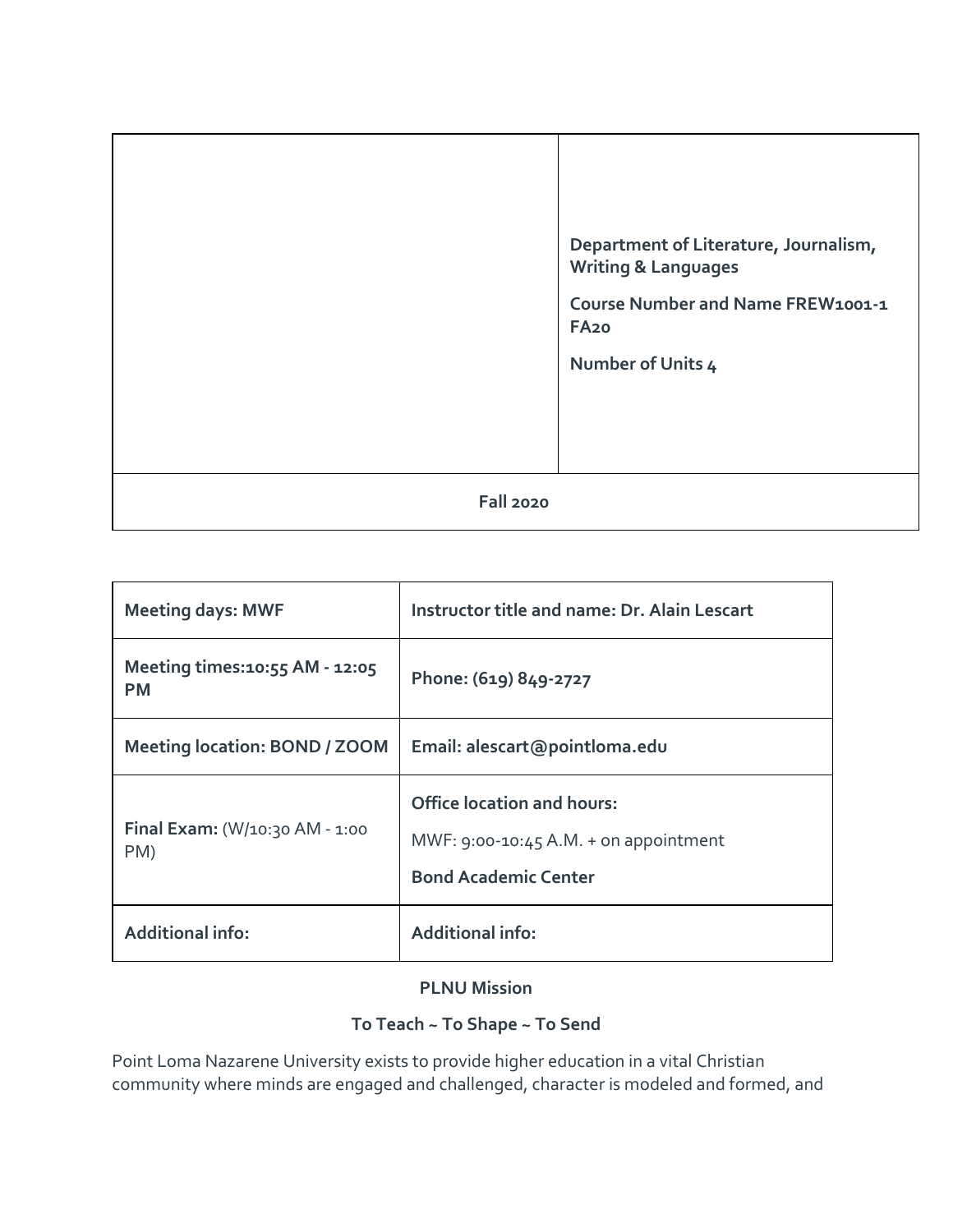| | |
|---|---|
| | **Department of Literature, Journalism, Writing & Languages**<br><br>**Course Number and Name FREW1001-1 FA20**<br><br>**Number of Units 4** |
| **Fall 2020** | |

| | |
|---|---|
| **Meeting days: MWF** | **Instructor title and name: Dr. Alain Lescart** |
| **Meeting times:10:55 AM - 12:05 PM** | **Phone: (619) 849-2727** |
| **Meeting location: BOND / ZOOM** | **Email: alescart@pointloma.edu** |
| **Final Exam:** (W/10:30 AM - 1:00 PM) | **Office location and hours:**<br><br>MWF: 9:00-10:45 A.M. + on appointment<br><br>**Bond Academic Center** |
| **Additional info:** | **Additional info:** |

**PLNU Mission**

**To Teach ~ To Shape ~ To Send**

Point Loma Nazarene University exists to provide higher education in a vital Christian community where minds are engaged and challenged, character is modeled and formed, and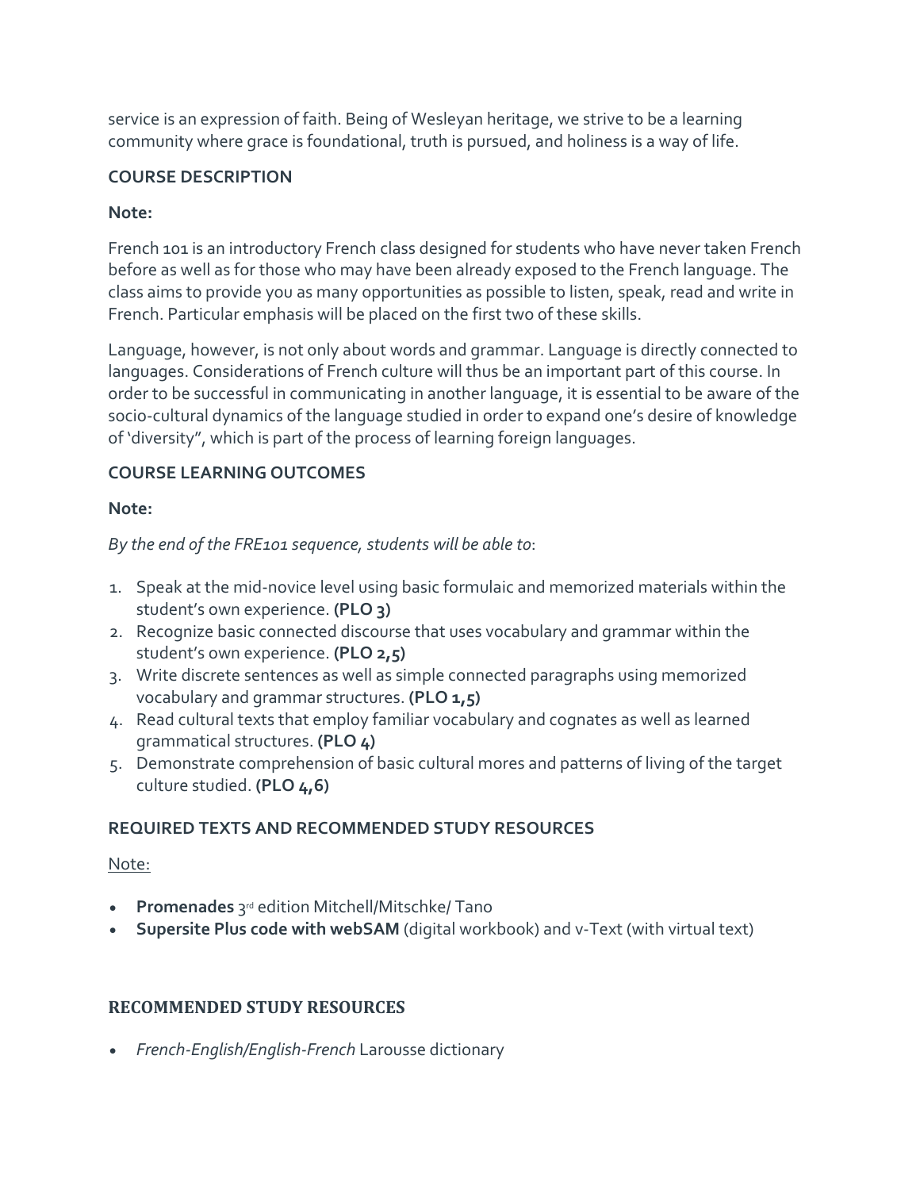service is an expression of faith. Being of Wesleyan heritage, we strive to be a learning community where grace is foundational, truth is pursued, and holiness is a way of life.

### COURSE DESCRIPTION

**Note:**

French 101 is an introductory French class designed for students who have never taken French before as well as for those who may have been already exposed to the French language. The class aims to provide you as many opportunities as possible to listen, speak, read and write in French. Particular emphasis will be placed on the first two of these skills.

Language, however, is not only about words and grammar. Language is directly connected to languages. Considerations of French culture will thus be an important part of this course. In order to be successful in communicating in another language, it is essential to be aware of the socio-cultural dynamics of the language studied in order to expand one's desire of knowledge of 'diversity", which is part of the process of learning foreign languages.

### COURSE LEARNING OUTCOMES

**Note:**

*By the end of the FRE101 sequence, students will be able to*:

1. Speak at the mid-novice level using basic formulaic and memorized materials within the student's own experience. **(PLO 3)**
2. Recognize basic connected discourse that uses vocabulary and grammar within the student's own experience. **(PLO 2,5)**
3. Write discrete sentences as well as simple connected paragraphs using memorized vocabulary and grammar structures. **(PLO 1,5)**
4. Read cultural texts that employ familiar vocabulary and cognates as well as learned grammatical structures. **(PLO 4)**
5. Demonstrate comprehension of basic cultural mores and patterns of living of the target culture studied. **(PLO 4,6)**

### REQUIRED TEXTS AND RECOMMENDED STUDY RESOURCES

Note:

- **Promenades** 3rd edition Mitchell/Mitschke/ Tano
- **Supersite Plus code with webSAM** (digital workbook) and v-Text (with virtual text)

### RECOMMENDED STUDY RESOURCES

- *French-English/English-French* Larousse dictionary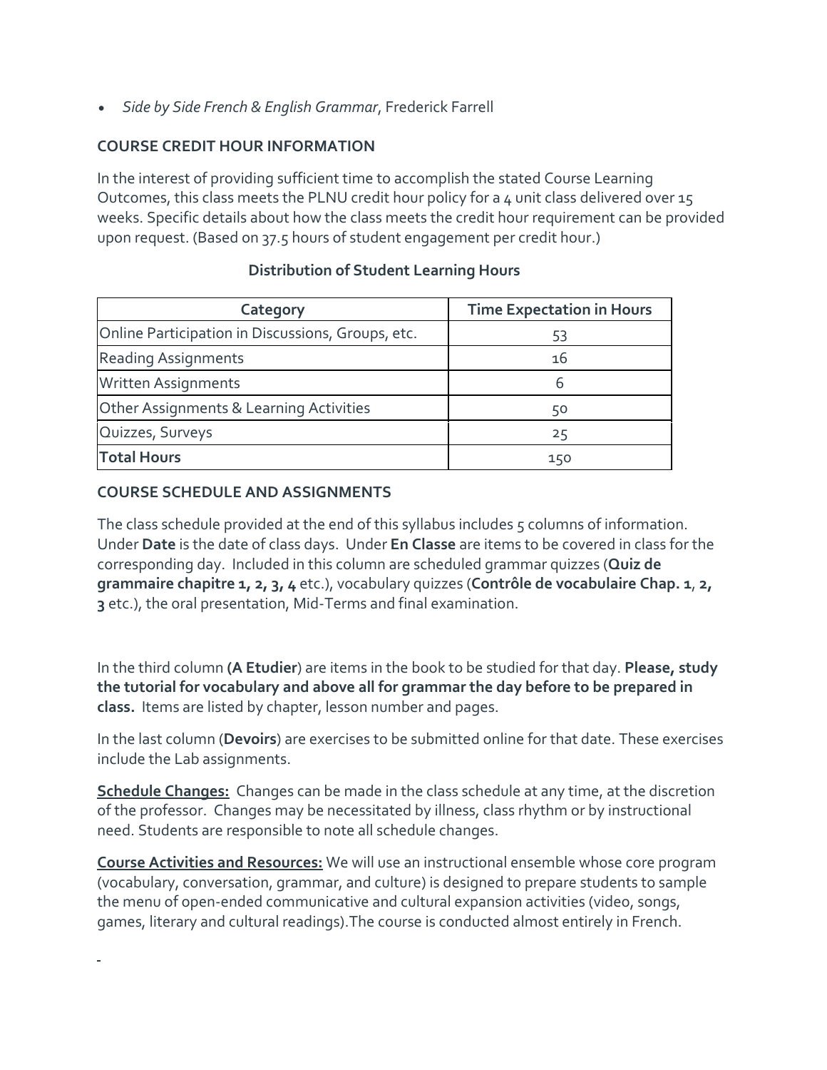- *Side by Side French & English Grammar*, Frederick Farrell

## COURSE CREDIT HOUR INFORMATION

In the interest of providing sufficient time to accomplish the stated Course Learning Outcomes, this class meets the PLNU credit hour policy for a 4 unit class delivered over 15 weeks. Specific details about how the class meets the credit hour requirement can be provided upon request. (Based on 37.5 hours of student engagement per credit hour.)

### Distribution of Student Learning Hours

| Category | Time Expectation in Hours |
| --- | --- |
| Online Participation in Discussions, Groups, etc. | 53 |
| Reading Assignments | 16 |
| Written Assignments | 6 |
| Other Assignments & Learning Activities | 50 |
| Quizzes, Surveys | 25 |
| **Total Hours** | 150 |

## COURSE SCHEDULE AND ASSIGNMENTS

The class schedule provided at the end of this syllabus includes 5 columns of information. Under **Date** is the date of class days. Under **En Classe** are items to be covered in class for the corresponding day. Included in this column are scheduled grammar quizzes (**Quiz de grammaire chapitre 1, 2, 3, 4** etc.), vocabulary quizzes (**Contrôle de vocabulaire Chap. 1**, **2, 3** etc.), the oral presentation, Mid-Terms and final examination.

In the third column **(A Etudier**) are items in the book to be studied for that day. **Please, study the tutorial for vocabulary and above all for grammar the day before to be prepared in class.** Items are listed by chapter, lesson number and pages.

In the last column (**Devoirs**) are exercises to be submitted online for that date. These exercises include the Lab assignments.

**Schedule Changes:** Changes can be made in the class schedule at any time, at the discretion of the professor. Changes may be necessitated by illness, class rhythm or by instructional need. Students are responsible to note all schedule changes.

**Course Activities and Resources:** We will use an instructional ensemble whose core program (vocabulary, conversation, grammar, and culture) is designed to prepare students to sample the menu of open-ended communicative and cultural expansion activities (video, songs, games, literary and cultural readings).The course is conducted almost entirely in French.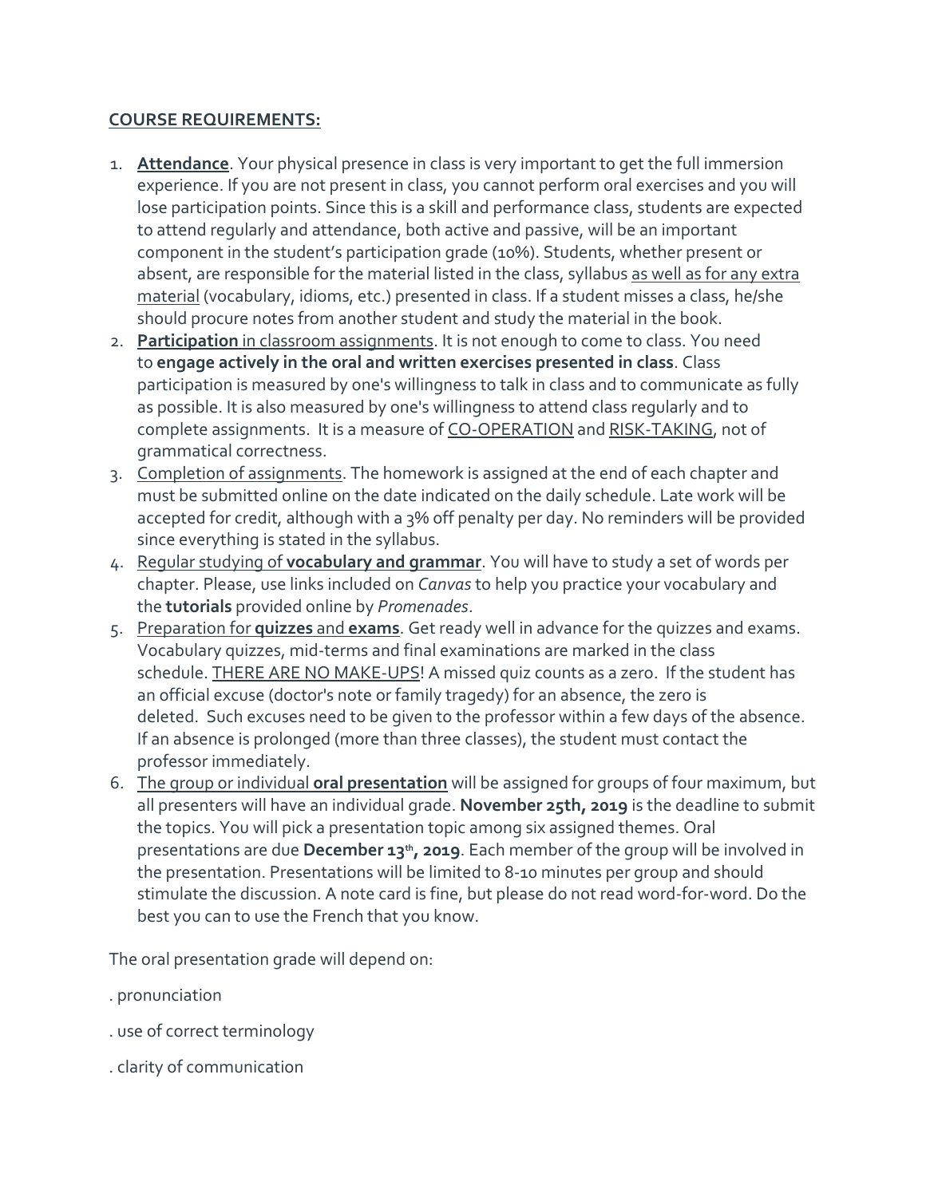**COURSE REQUIREMENTS:**

1. **Attendance**. Your physical presence in class is very important to get the full immersion experience. If you are not present in class, you cannot perform oral exercises and you will lose participation points. Since this is a skill and performance class, students are expected to attend regularly and attendance, both active and passive, will be an important component in the student's participation grade (10%). Students, whether present or absent, are responsible for the material listed in the class, syllabus as well as for any extra material (vocabulary, idioms, etc.) presented in class. If a student misses a class, he/she should procure notes from another student and study the material in the book.
2. **Participation** in classroom assignments. It is not enough to come to class. You need to **engage actively in the oral and written exercises presented in class**. Class participation is measured by one's willingness to talk in class and to communicate as fully as possible. It is also measured by one's willingness to attend class regularly and to complete assignments. It is a measure of CO-OPERATION and RISK-TAKING, not of grammatical correctness.
3. Completion of assignments. The homework is assigned at the end of each chapter and must be submitted online on the date indicated on the daily schedule. Late work will be accepted for credit, although with a 3% off penalty per day. No reminders will be provided since everything is stated in the syllabus.
4. Regular studying of **vocabulary and grammar**. You will have to study a set of words per chapter. Please, use links included on *Canvas* to help you practice your vocabulary and the **tutorials** provided online by *Promenades*.
5. Preparation for **quizzes** and **exams**. Get ready well in advance for the quizzes and exams. Vocabulary quizzes, mid-terms and final examinations are marked in the class schedule. THERE ARE NO MAKE-UPS! A missed quiz counts as a zero. If the student has an official excuse (doctor's note or family tragedy) for an absence, the zero is deleted. Such excuses need to be given to the professor within a few days of the absence. If an absence is prolonged (more than three classes), the student must contact the professor immediately.
6. The group or individual **oral presentation** will be assigned for groups of four maximum, but all presenters will have an individual grade. **November 25th, 2019** is the deadline to submit the topics. You will pick a presentation topic among six assigned themes. Oral presentations are due **December 13th, 2019**. Each member of the group will be involved in the presentation. Presentations will be limited to 8-10 minutes per group and should stimulate the discussion. A note card is fine, but please do not read word-for-word. Do the best you can to use the French that you know.

The oral presentation grade will depend on:

. pronunciation

. use of correct terminology

. clarity of communication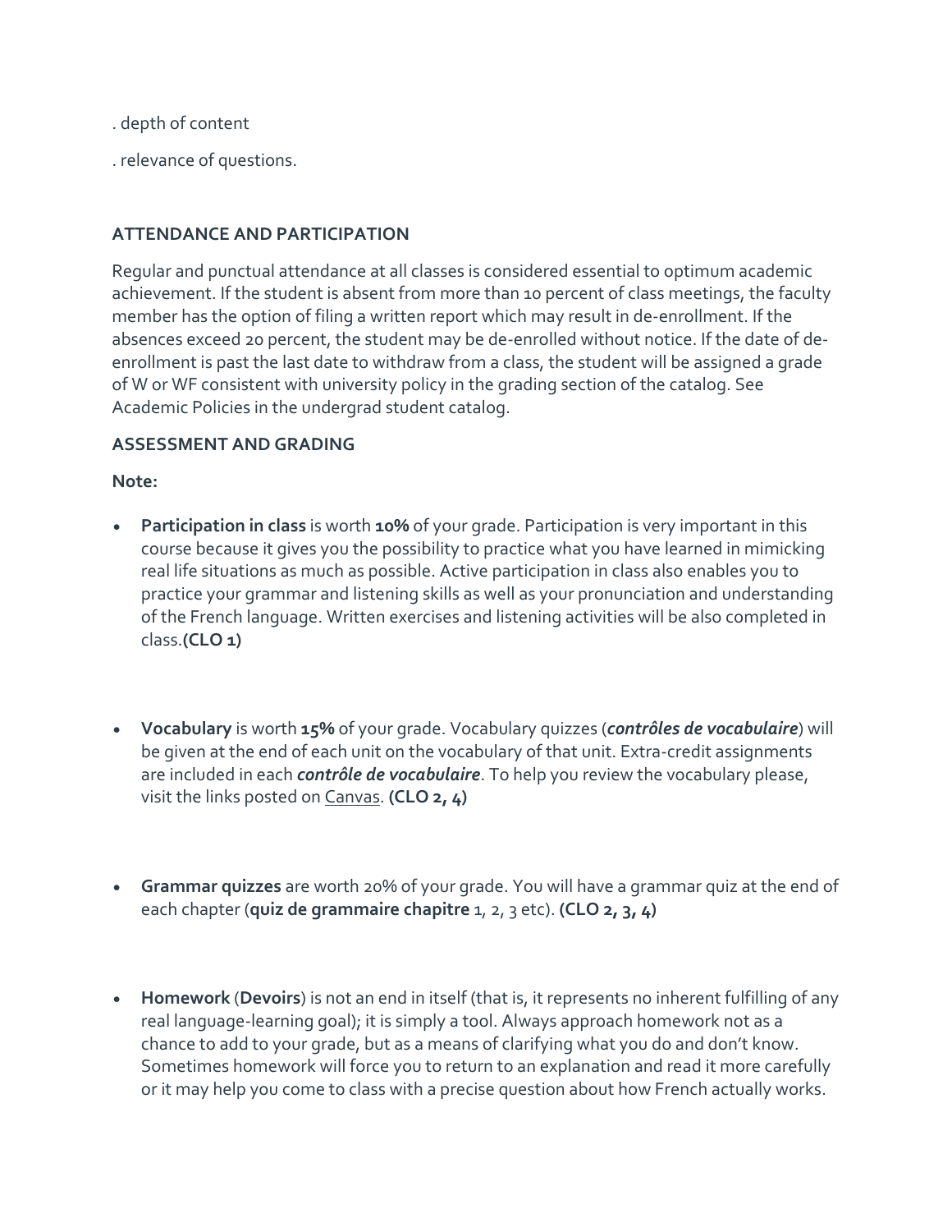. depth of content

. relevance of questions.

**ATTENDANCE AND PARTICIPATION**

Regular and punctual attendance at all classes is considered essential to optimum academic achievement. If the student is absent from more than 10 percent of class meetings, the faculty member has the option of filing a written report which may result in de-enrollment. If the absences exceed 20 percent, the student may be de-enrolled without notice. If the date of de-enrollment is past the last date to withdraw from a class, the student will be assigned a grade of W or WF consistent with university policy in the grading section of the catalog. See Academic Policies in the undergrad student catalog.

**ASSESSMENT AND GRADING**

**Note:**

- **Participation in class** is worth **10%** of your grade. Participation is very important in this course because it gives you the possibility to practice what you have learned in mimicking real life situations as much as possible. Active participation in class also enables you to practice your grammar and listening skills as well as your pronunciation and understanding of the French language. Written exercises and listening activities will be also completed in class.**(CLO 1)**

- **Vocabulary** is worth **15%** of your grade. Vocabulary quizzes (***contrôles de vocabulaire***) will be given at the end of each unit on the vocabulary of that unit. Extra-credit assignments are included in each ***contrôle de vocabulaire***. To help you review the vocabulary please, visit the links posted on Canvas. **(CLO 2, 4)**

- **Grammar quizzes** are worth 20% of your grade. You will have a grammar quiz at the end of each chapter (**quiz de grammaire chapitre** 1, 2, 3 etc). **(CLO 2, 3, 4)**

- **Homework** (**Devoirs**) is not an end in itself (that is, it represents no inherent fulfilling of any real language-learning goal); it is simply a tool. Always approach homework not as a chance to add to your grade, but as a means of clarifying what you do and don't know. Sometimes homework will force you to return to an explanation and read it more carefully or it may help you come to class with a precise question about how French actually works.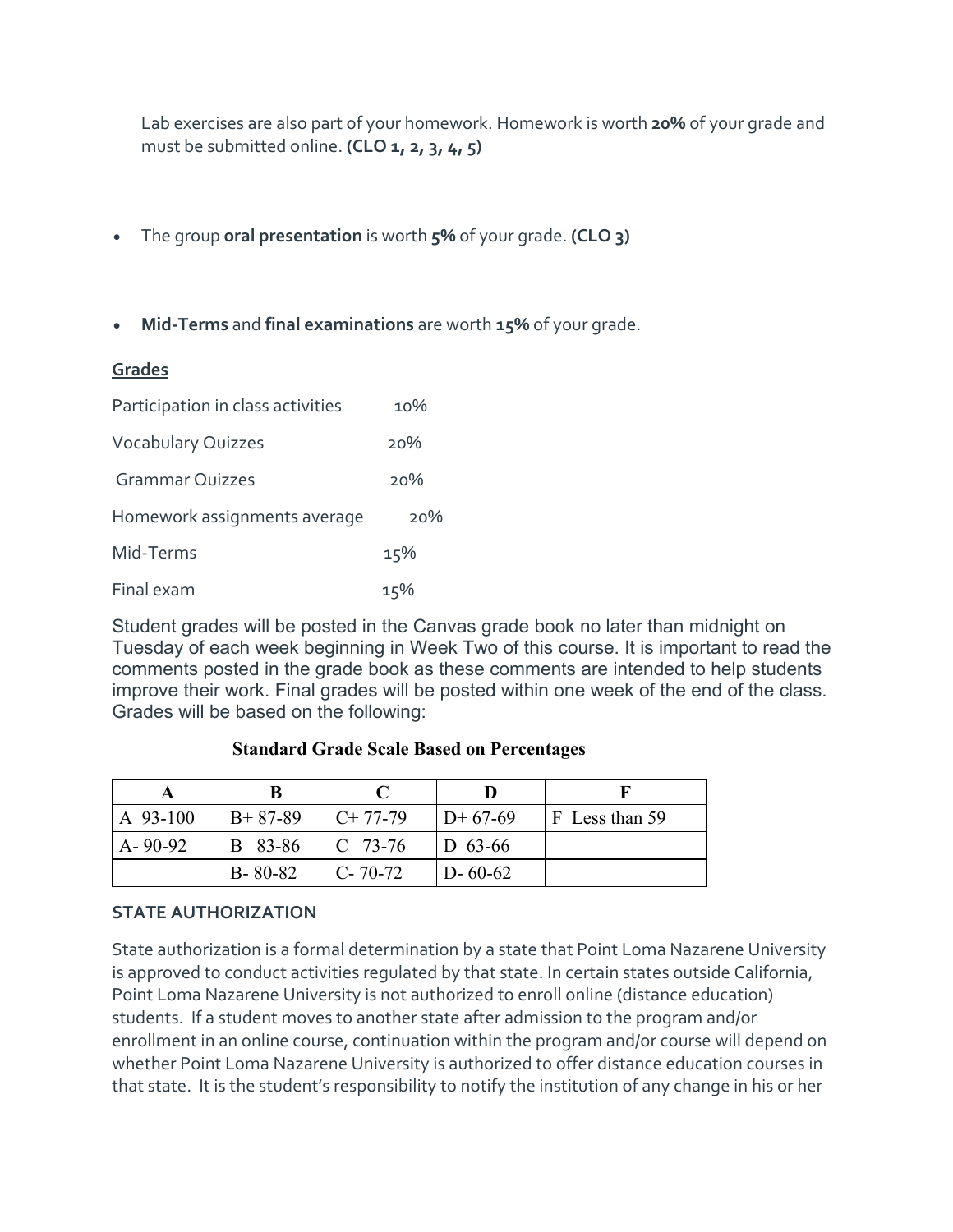Lab exercises are also part of your homework. Homework is worth **20%** of your grade and must be submitted online. **(CLO 1, 2, 3, 4, 5)**

- The group **oral presentation** is worth **5%** of your grade. **(CLO 3)**

- **Mid-Terms** and **final examinations** are worth **15%** of your grade.

## Grades

| | |
|---|---|
| Participation in class activities | 10% |
| Vocabulary Quizzes | 20% |
| Grammar Quizzes | 20% |
| Homework assignments average | 20% |
| Mid-Terms | 15% |
| Final exam | 15% |

Student grades will be posted in the Canvas grade book no later than midnight on Tuesday of each week beginning in Week Two of this course. It is important to read the comments posted in the grade book as these comments are intended to help students improve their work. Final grades will be posted within one week of the end of the class. Grades will be based on the following:

**Standard Grade Scale Based on Percentages**

| A | B | C | D | F |
|---|---|---|---|---|
| A 93-100 | B+ 87-89 | C+ 77-79 | D+ 67-69 | F Less than 59 |
| A- 90-92 | B 83-86 | C 73-76 | D 63-66 | |
| | B- 80-82 | C- 70-72 | D- 60-62 | |

### STATE AUTHORIZATION

State authorization is a formal determination by a state that Point Loma Nazarene University is approved to conduct activities regulated by that state. In certain states outside California, Point Loma Nazarene University is not authorized to enroll online (distance education) students. If a student moves to another state after admission to the program and/or enrollment in an online course, continuation within the program and/or course will depend on whether Point Loma Nazarene University is authorized to offer distance education courses in that state. It is the student's responsibility to notify the institution of any change in his or her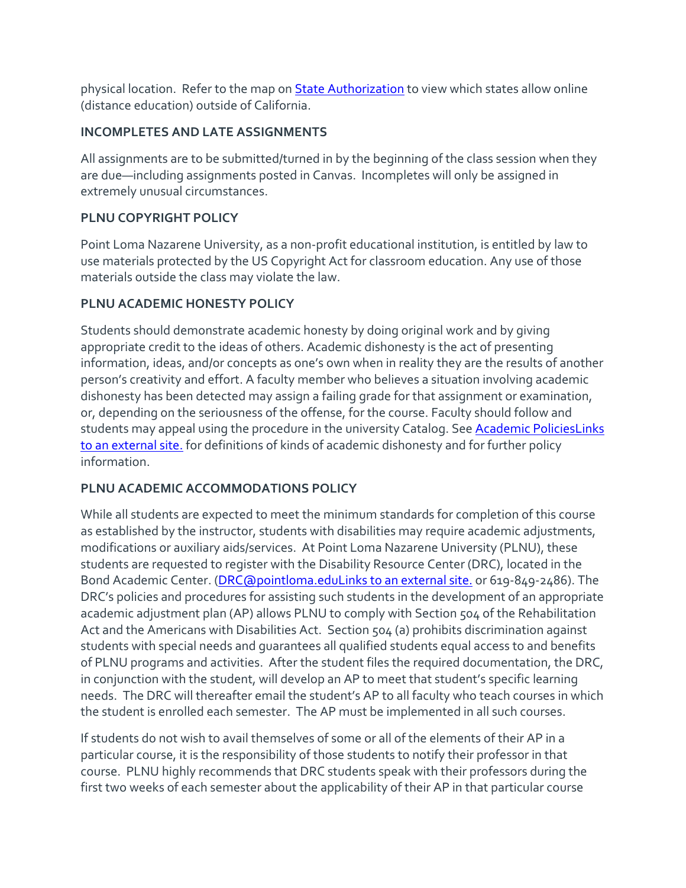physical location. Refer to the map on [State Authorization] to view which states allow online (distance education) outside of California.

**INCOMPLETES AND LATE ASSIGNMENTS**

All assignments are to be submitted/turned in by the beginning of the class session when they are due—including assignments posted in Canvas. Incompletes will only be assigned in extremely unusual circumstances.

**PLNU COPYRIGHT POLICY**

Point Loma Nazarene University, as a non-profit educational institution, is entitled by law to use materials protected by the US Copyright Act for classroom education. Any use of those materials outside the class may violate the law.

**PLNU ACADEMIC HONESTY POLICY**

Students should demonstrate academic honesty by doing original work and by giving appropriate credit to the ideas of others. Academic dishonesty is the act of presenting information, ideas, and/or concepts as one's own when in reality they are the results of another person's creativity and effort. A faculty member who believes a situation involving academic dishonesty has been detected may assign a failing grade for that assignment or examination, or, depending on the seriousness of the offense, for the course. Faculty should follow and students may appeal using the procedure in the university Catalog. See Academic PoliciesLinks to an external site. for definitions of kinds of academic dishonesty and for further policy information.

**PLNU ACADEMIC ACCOMMODATIONS POLICY**

While all students are expected to meet the minimum standards for completion of this course as established by the instructor, students with disabilities may require academic adjustments, modifications or auxiliary aids/services. At Point Loma Nazarene University (PLNU), these students are requested to register with the Disability Resource Center (DRC), located in the Bond Academic Center. (DRC@pointloma.eduLinks to an external site. or 619-849-2486). The DRC's policies and procedures for assisting such students in the development of an appropriate academic adjustment plan (AP) allows PLNU to comply with Section 504 of the Rehabilitation Act and the Americans with Disabilities Act. Section 504 (a) prohibits discrimination against students with special needs and guarantees all qualified students equal access to and benefits of PLNU programs and activities. After the student files the required documentation, the DRC, in conjunction with the student, will develop an AP to meet that student's specific learning needs. The DRC will thereafter email the student's AP to all faculty who teach courses in which the student is enrolled each semester. The AP must be implemented in all such courses.

If students do not wish to avail themselves of some or all of the elements of their AP in a particular course, it is the responsibility of those students to notify their professor in that course. PLNU highly recommends that DRC students speak with their professors during the first two weeks of each semester about the applicability of their AP in that particular course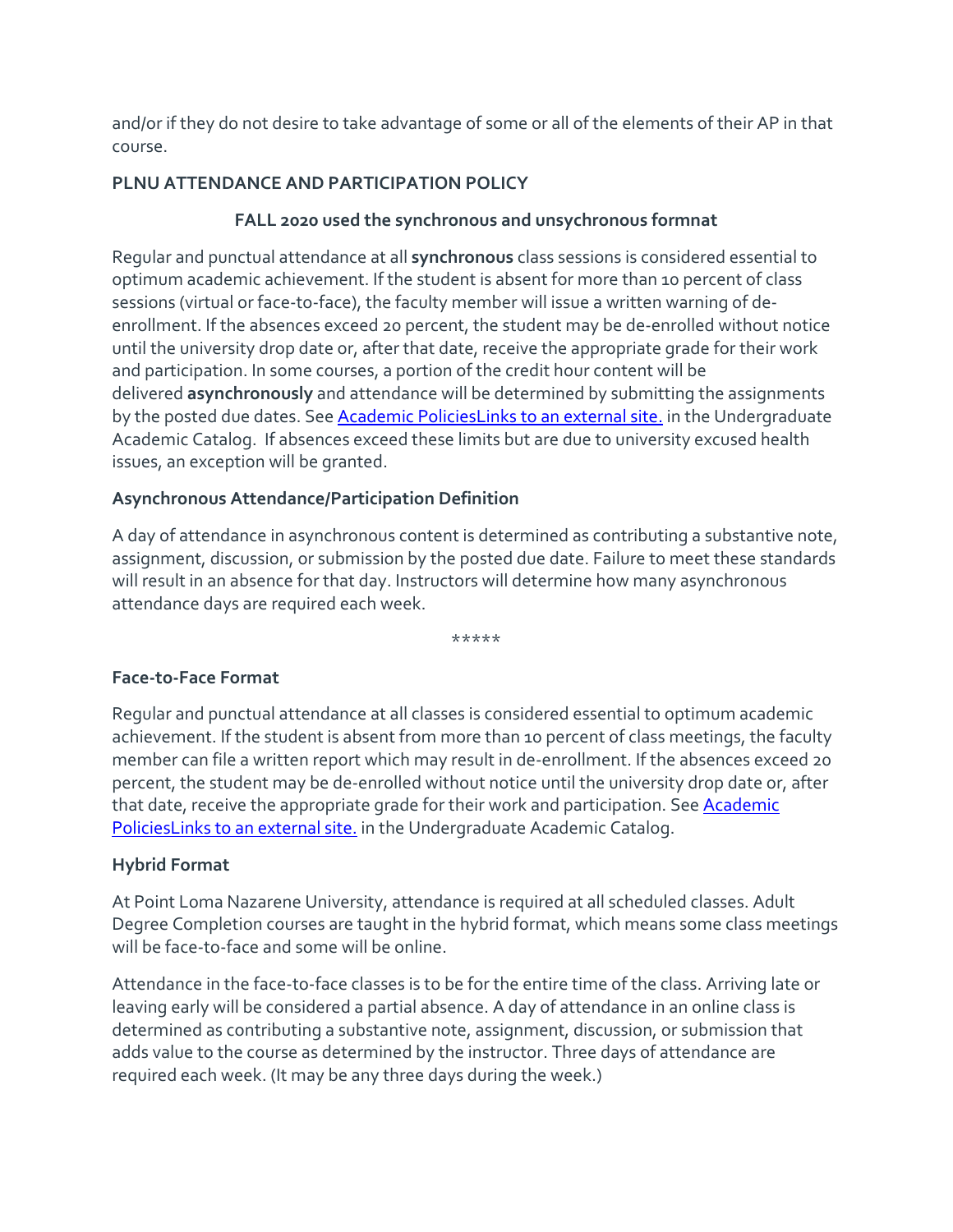and/or if they do not desire to take advantage of some or all of the elements of their AP in that course.

**PLNU ATTENDANCE AND PARTICIPATION POLICY**

**FALL 2020 used the synchronous and unsychronous formnat**

Regular and punctual attendance at all **synchronous** class sessions is considered essential to optimum academic achievement. If the student is absent for more than 10 percent of class sessions (virtual or face-to-face), the faculty member will issue a written warning of de-enrollment. If the absences exceed 20 percent, the student may be de-enrolled without notice until the university drop date or, after that date, receive the appropriate grade for their work and participation. In some courses, a portion of the credit hour content will be delivered **asynchronously** and attendance will be determined by submitting the assignments by the posted due dates. See [Academic PoliciesLinks to an external site.]() in the Undergraduate Academic Catalog. If absences exceed these limits but are due to university excused health issues, an exception will be granted.

**Asynchronous Attendance/Participation Definition**

A day of attendance in asynchronous content is determined as contributing a substantive note, assignment, discussion, or submission by the posted due date. Failure to meet these standards will result in an absence for that day. Instructors will determine how many asynchronous attendance days are required each week.

*****

**Face-to-Face Format**

Regular and punctual attendance at all classes is considered essential to optimum academic achievement. If the student is absent from more than 10 percent of class meetings, the faculty member can file a written report which may result in de-enrollment. If the absences exceed 20 percent, the student may be de-enrolled without notice until the university drop date or, after that date, receive the appropriate grade for their work and participation. See [Academic PoliciesLinks to an external site.]() in the Undergraduate Academic Catalog.

**Hybrid Format**

At Point Loma Nazarene University, attendance is required at all scheduled classes. Adult Degree Completion courses are taught in the hybrid format, which means some class meetings will be face-to-face and some will be online.

Attendance in the face-to-face classes is to be for the entire time of the class. Arriving late or leaving early will be considered a partial absence. A day of attendance in an online class is determined as contributing a substantive note, assignment, discussion, or submission that adds value to the course as determined by the instructor. Three days of attendance are required each week. (It may be any three days during the week.)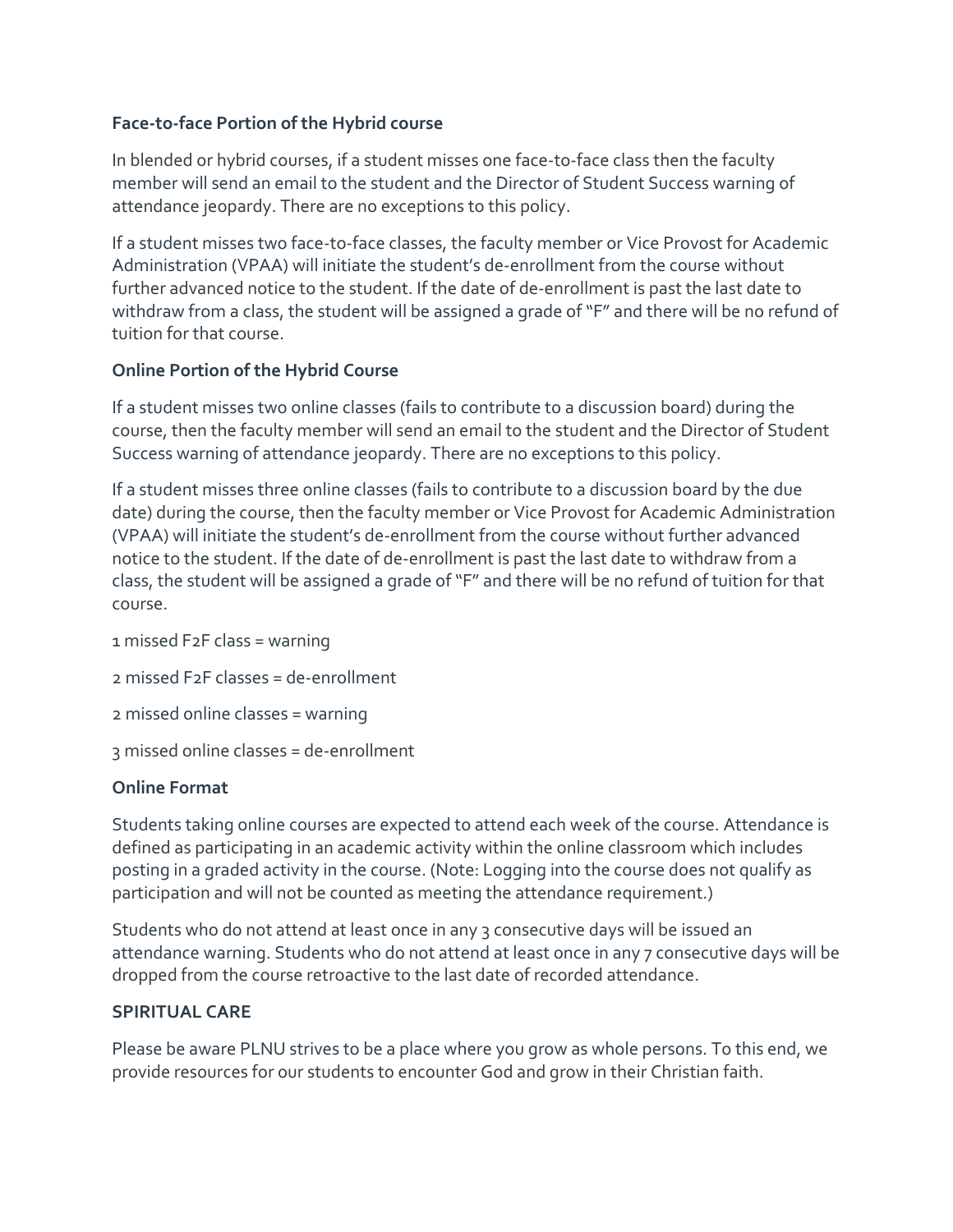**Face-to-face Portion of the Hybrid course**

In blended or hybrid courses, if a student misses one face-to-face class then the faculty member will send an email to the student and the Director of Student Success warning of attendance jeopardy. There are no exceptions to this policy.

If a student misses two face-to-face classes, the faculty member or Vice Provost for Academic Administration (VPAA) will initiate the student's de-enrollment from the course without further advanced notice to the student. If the date of de-enrollment is past the last date to withdraw from a class, the student will be assigned a grade of "F" and there will be no refund of tuition for that course.

**Online Portion of the Hybrid Course**

If a student misses two online classes (fails to contribute to a discussion board) during the course, then the faculty member will send an email to the student and the Director of Student Success warning of attendance jeopardy. There are no exceptions to this policy.

If a student misses three online classes (fails to contribute to a discussion board by the due date) during the course, then the faculty member or Vice Provost for Academic Administration (VPAA) will initiate the student's de-enrollment from the course without further advanced notice to the student. If the date of de-enrollment is past the last date to withdraw from a class, the student will be assigned a grade of "F" and there will be no refund of tuition for that course.

1 missed F2F class = warning

2 missed F2F classes = de-enrollment

2 missed online classes = warning

3 missed online classes = de-enrollment

**Online Format**

Students taking online courses are expected to attend each week of the course. Attendance is defined as participating in an academic activity within the online classroom which includes posting in a graded activity in the course. (Note: Logging into the course does not qualify as participation and will not be counted as meeting the attendance requirement.)

Students who do not attend at least once in any 3 consecutive days will be issued an attendance warning. Students who do not attend at least once in any 7 consecutive days will be dropped from the course retroactive to the last date of recorded attendance.

**SPIRITUAL CARE**

Please be aware PLNU strives to be a place where you grow as whole persons. To this end, we provide resources for our students to encounter God and grow in their Christian faith.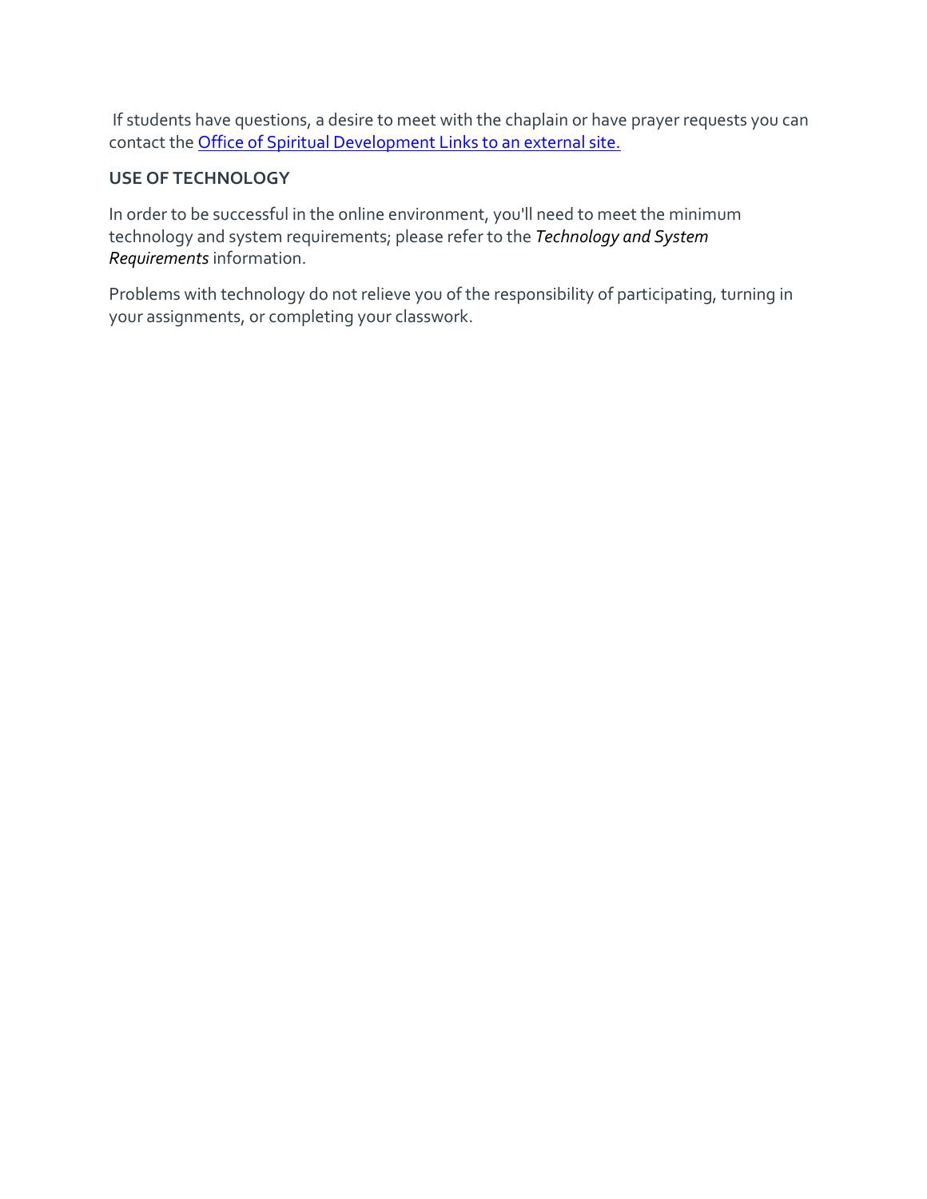If students have questions, a desire to meet with the chaplain or have prayer requests you can contact the [Office of Spiritual Development Links to an external site.]()

**USE OF TECHNOLOGY**

In order to be successful in the online environment, you'll need to meet the minimum technology and system requirements; please refer to the *Technology and System Requirements* information.

Problems with technology do not relieve you of the responsibility of participating, turning in your assignments, or completing your classwork.